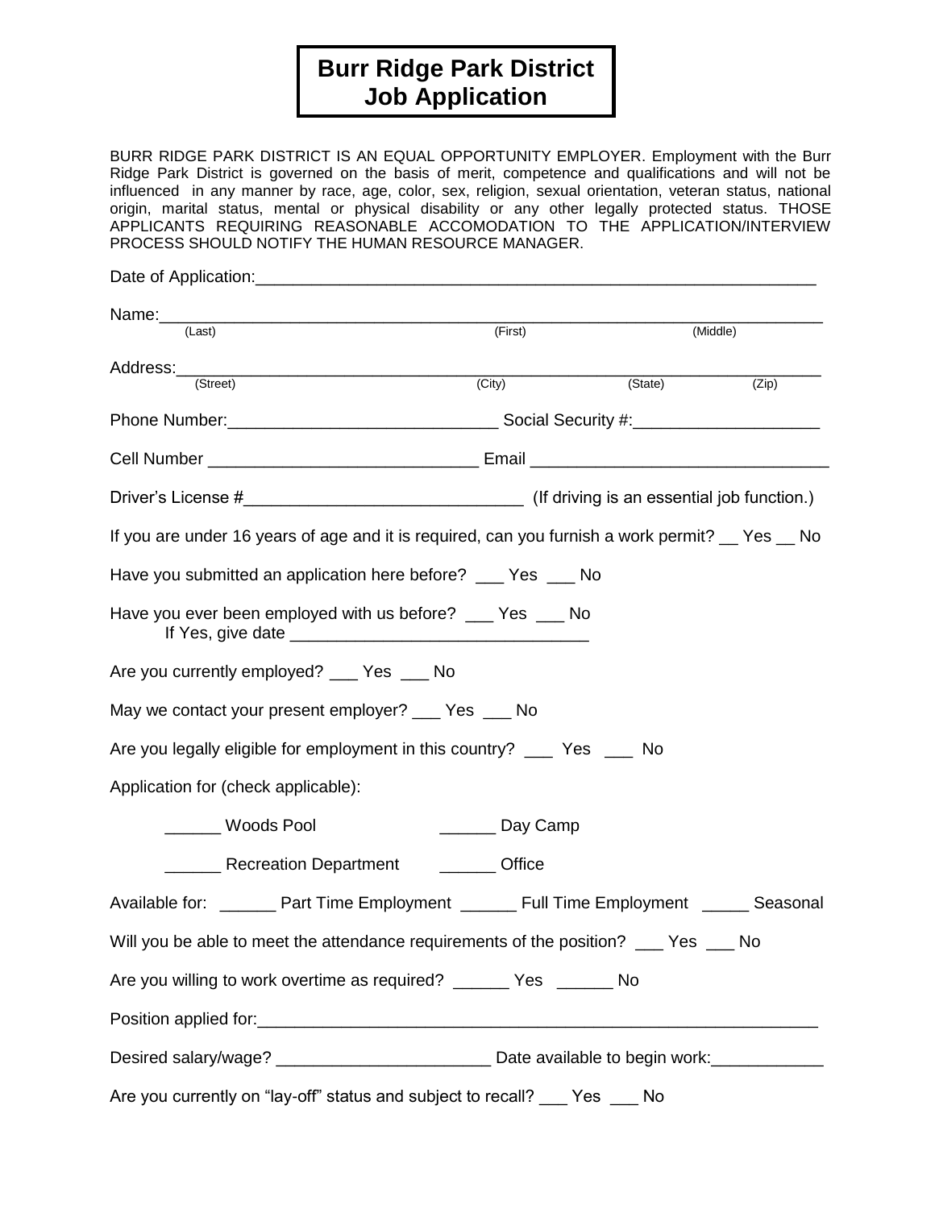# Burr Ridge Park District
# Job Application

BURR RIDGE PARK DISTRICT IS AN EQUAL OPPORTUNITY EMPLOYER. Employment with the Burr Ridge Park District is governed on the basis of merit, competence and qualifications and will not be influenced in any manner by race, age, color, sex, religion, sexual orientation, veteran status, national origin, marital status, mental or physical disability or any other legally protected status. THOSE APPLICANTS REQUIRING REASONABLE ACCOMODATION TO THE APPLICATION/INTERVIEW PROCESS SHOULD NOTIFY THE HUMAN RESOURCE MANAGER.

Date of Application:_______________________________________________________________

Name:_____________________________________________________________________
(Last) (First) (Middle)

Address:___________________________________________________________________
(Street) (City) (State) (Zip)

Phone Number:____________________________ Social Security #:___________________

Cell Number ____________________________ Email ______________________________

Driver's License #_____________________________ (If driving is an essential job function.)

If you are under 16 years of age and it is required, can you furnish a work permit? __ Yes __ No

Have you submitted an application here before? ___ Yes ___ No

Have you ever been employed with us before? ___ Yes ___ No
If Yes, give date ______________________________

Are you currently employed? ___ Yes ___ No

May we contact your present employer? ___ Yes ___ No

Are you legally eligible for employment in this country? ___ Yes ___ No

Application for (check applicable):

______ Woods Pool ______ Day Camp

______ Recreation Department ______ Office

Available for: ______ Part Time Employment ______ Full Time Employment _____ Seasonal

Will you be able to meet the attendance requirements of the position? ___ Yes ___ No

Are you willing to work overtime as required? ______ Yes ______ No

Position applied for:_______________________________________________________________

Desired salary/wage? ______________________ Date available to begin work:___________

Are you currently on "lay-off" status and subject to recall? ___ Yes ___ No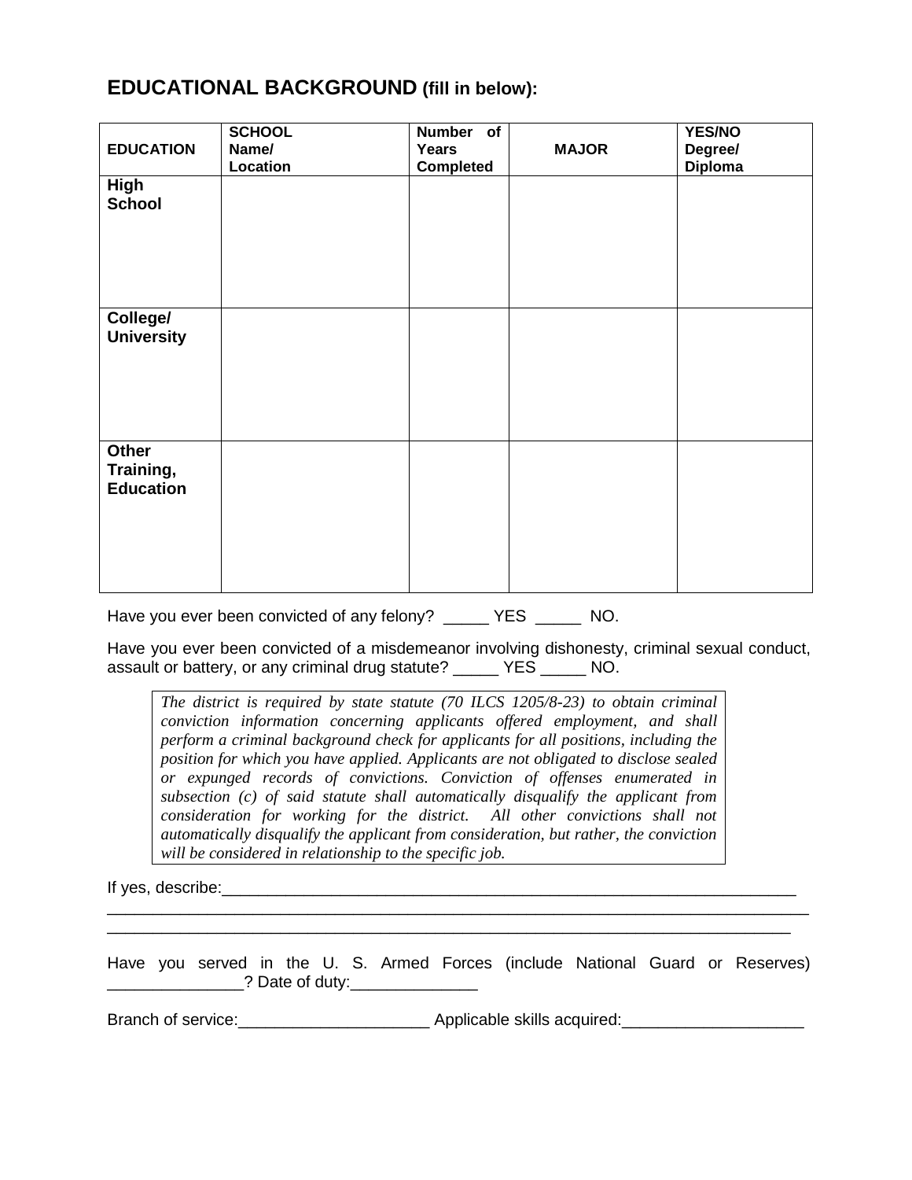## EDUCATIONAL BACKGROUND (fill in below):

| EDUCATION | SCHOOL Name/ Location | Number of Years Completed | MAJOR | YES/NO Degree/ Diploma |
|---|---|---|---|---|
| **High School** | | | | |
| **College/ University** | | | | |
| **Other Training, Education** | | | | |

Have you ever been convicted of any felony? _____ YES _____ NO.

Have you ever been convicted of a misdemeanor involving dishonesty, criminal sexual conduct, assault or battery, or any criminal drug statute? _____ YES _____ NO.

> *The district is required by state statute (70 ILCS 1205/8-23) to obtain criminal conviction information concerning applicants offered employment, and shall perform a criminal background check for applicants for all positions, including the position for which you have applied. Applicants are not obligated to disclose sealed or expunged records of convictions. Conviction of offenses enumerated in subsection (c) of said statute shall automatically disqualify the applicant from consideration for working for the district. All other convictions shall not automatically disqualify the applicant from consideration, but rather, the conviction will be considered in relationship to the specific job.*

If yes, describe:_________________________________________________________________

___________________________________________________________________________

___________________________________________________________________________

Have you served in the U. S. Armed Forces (include National Guard or Reserves) _______________? Date of duty:______________

Branch of service:_____________________ Applicable skills acquired:____________________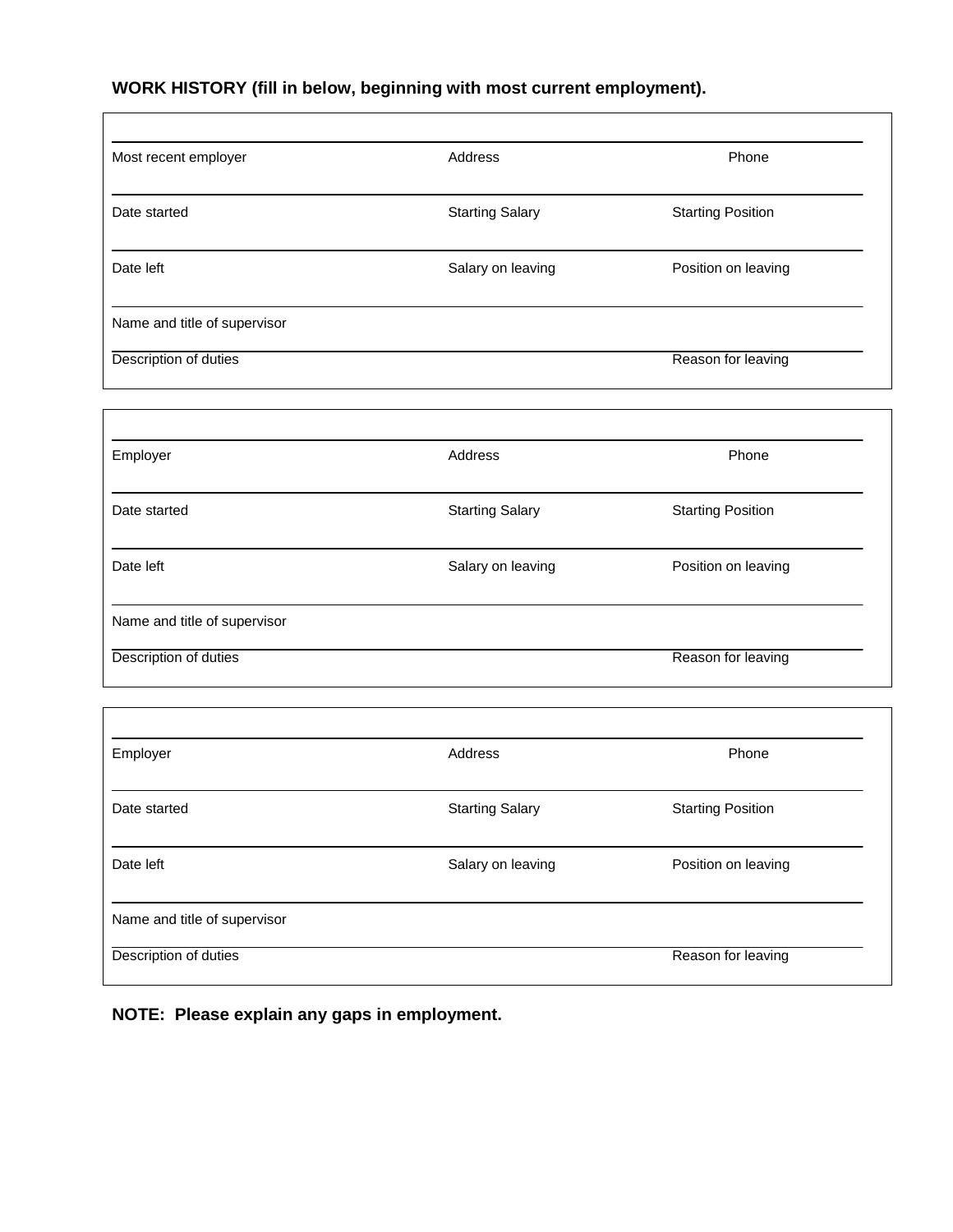**WORK HISTORY (fill in below, beginning with most current employment).**

| | | |
|---|---|---|
| Most recent employer | Address | Phone |
| Date started | Starting Salary | Starting Position |
| Date left | Salary on leaving | Position on leaving |
| Name and title of supervisor | | |
| Description of duties | | Reason for leaving |

| | | |
|---|---|---|
| Employer | Address | Phone |
| Date started | Starting Salary | Starting Position |
| Date left | Salary on leaving | Position on leaving |
| Name and title of supervisor | | |
| Description of duties | | Reason for leaving |

| | | |
|---|---|---|
| Employer | Address | Phone |
| Date started | Starting Salary | Starting Position |
| Date left | Salary on leaving | Position on leaving |
| Name and title of supervisor | | |
| Description of duties | | Reason for leaving |

**NOTE: Please explain any gaps in employment.**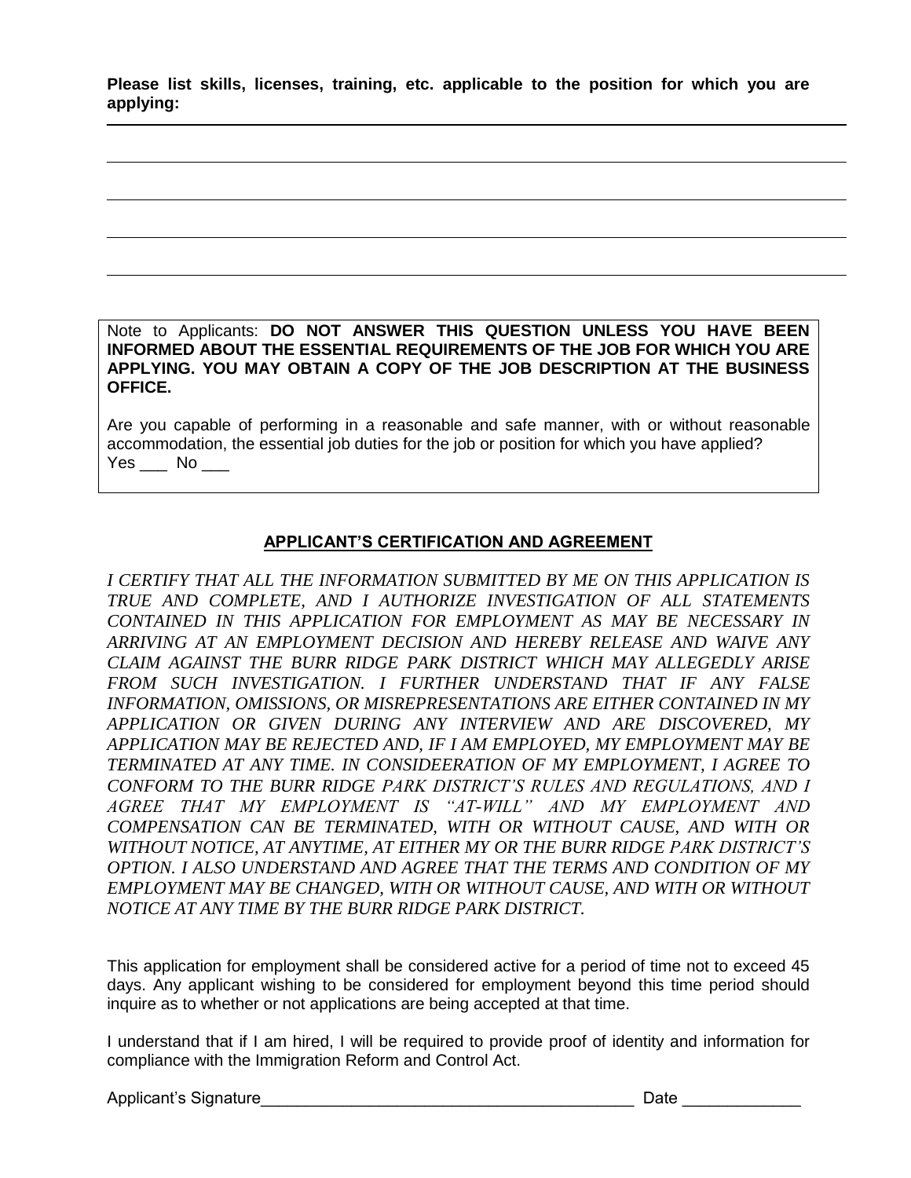**Please list skills, licenses, training, etc. applicable to the position for which you are applying:**

_______________________________________________________________________________

_______________________________________________________________________________

_______________________________________________________________________________

_______________________________________________________________________________

_______________________________________________________________________________

Note to Applicants: **DO NOT ANSWER THIS QUESTION UNLESS YOU HAVE BEEN INFORMED ABOUT THE ESSENTIAL REQUIREMENTS OF THE JOB FOR WHICH YOU ARE APPLYING. YOU MAY OBTAIN A COPY OF THE JOB DESCRIPTION AT THE BUSINESS OFFICE.**

Are you capable of performing in a reasonable and safe manner, with or without reasonable accommodation, the essential job duties for the job or position for which you have applied?
Yes ___ No ___

## APPLICANT'S CERTIFICATION AND AGREEMENT

*I CERTIFY THAT ALL THE INFORMATION SUBMITTED BY ME ON THIS APPLICATION IS TRUE AND COMPLETE, AND I AUTHORIZE INVESTIGATION OF ALL STATEMENTS CONTAINED IN THIS APPLICATION FOR EMPLOYMENT AS MAY BE NECESSARY IN ARRIVING AT AN EMPLOYMENT DECISION AND HEREBY RELEASE AND WAIVE ANY CLAIM AGAINST THE BURR RIDGE PARK DISTRICT WHICH MAY ALLEGEDLY ARISE FROM SUCH INVESTIGATION. I FURTHER UNDERSTAND THAT IF ANY FALSE INFORMATION, OMISSIONS, OR MISREPRESENTATIONS ARE EITHER CONTAINED IN MY APPLICATION OR GIVEN DURING ANY INTERVIEW AND ARE DISCOVERED, MY APPLICATION MAY BE REJECTED AND, IF I AM EMPLOYED, MY EMPLOYMENT MAY BE TERMINATED AT ANY TIME. IN CONSIDEERATION OF MY EMPLOYMENT, I AGREE TO CONFORM TO THE BURR RIDGE PARK DISTRICT'S RULES AND REGULATIONS, AND I AGREE THAT MY EMPLOYMENT IS "AT-WILL" AND MY EMPLOYMENT AND COMPENSATION CAN BE TERMINATED, WITH OR WITHOUT CAUSE, AND WITH OR WITHOUT NOTICE, AT ANYTIME, AT EITHER MY OR THE BURR RIDGE PARK DISTRICT'S OPTION. I ALSO UNDERSTAND AND AGREE THAT THE TERMS AND CONDITION OF MY EMPLOYMENT MAY BE CHANGED, WITH OR WITHOUT CAUSE, AND WITH OR WITHOUT NOTICE AT ANY TIME BY THE BURR RIDGE PARK DISTRICT.*

This application for employment shall be considered active for a period of time not to exceed 45 days. Any applicant wishing to be considered for employment beyond this time period should inquire as to whether or not applications are being accepted at that time.

I understand that if I am hired, I will be required to provide proof of identity and information for compliance with the Immigration Reform and Control Act.

Applicant's Signature__________________________________________ Date _____________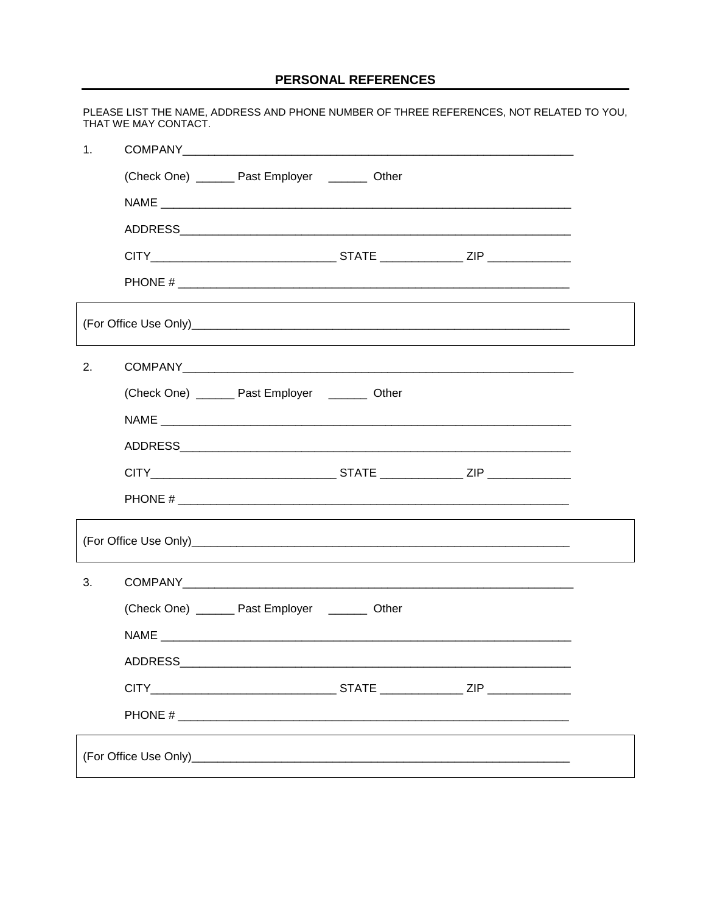## PERSONAL REFERENCES

PLEASE LIST THE NAME, ADDRESS AND PHONE NUMBER OF THREE REFERENCES, NOT RELATED TO YOU, THAT WE MAY CONTACT.

1. COMPANY_______________________________________________________________

   (Check One) ______ Past Employer ______ Other

   NAME _________________________________________________________________

   ADDRESS_______________________________________________________________

   CITY____________________________ STATE ____________ ZIP ____________

   PHONE # ______________________________________________________________

(For Office Use Only)___________________________________________________________

2. COMPANY_______________________________________________________________

   (Check One) ______ Past Employer ______ Other

   NAME _________________________________________________________________

   ADDRESS_______________________________________________________________

   CITY____________________________ STATE ____________ ZIP ____________

   PHONE # ______________________________________________________________

(For Office Use Only)___________________________________________________________

3. COMPANY_______________________________________________________________

   (Check One) ______ Past Employer ______ Other

   NAME _________________________________________________________________

   ADDRESS_______________________________________________________________

   CITY____________________________ STATE ____________ ZIP ____________

   PHONE # ______________________________________________________________

(For Office Use Only)___________________________________________________________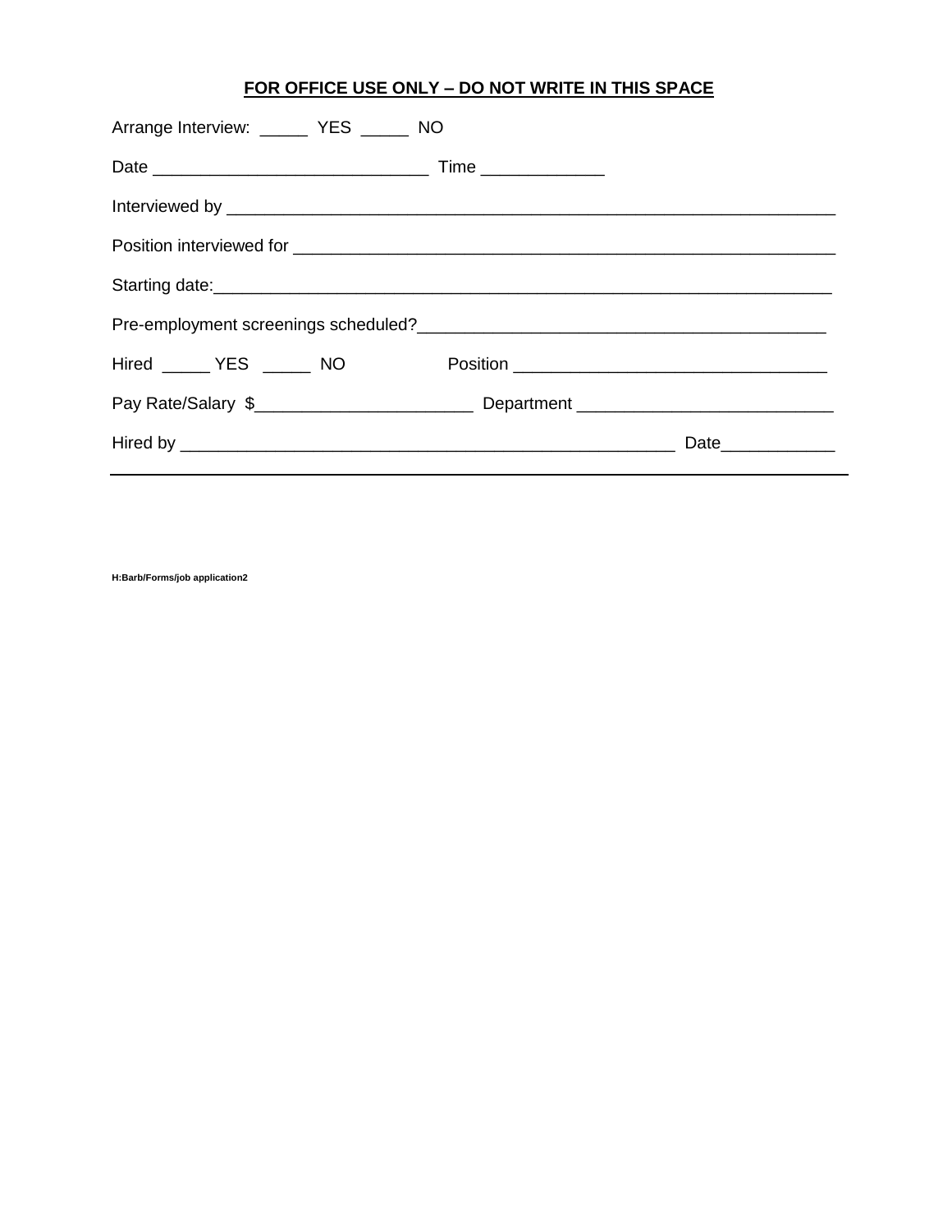**FOR OFFICE USE ONLY – DO NOT WRITE IN THIS SPACE**

Arrange Interview: _____ YES _____ NO

Date _____________________________ Time _____________

Interviewed by ____________________________________________________________________

Position interviewed for ______________________________________________________________

Starting date:_____________________________________________________________________

Pre-employment screenings scheduled?___________________________________________

Hired _____ YES _____ NO Position _________________________________

Pay Rate/Salary $______________________ Department __________________________

Hired by ___________________________________________________ Date____________

---

H:Barb/Forms/job application2